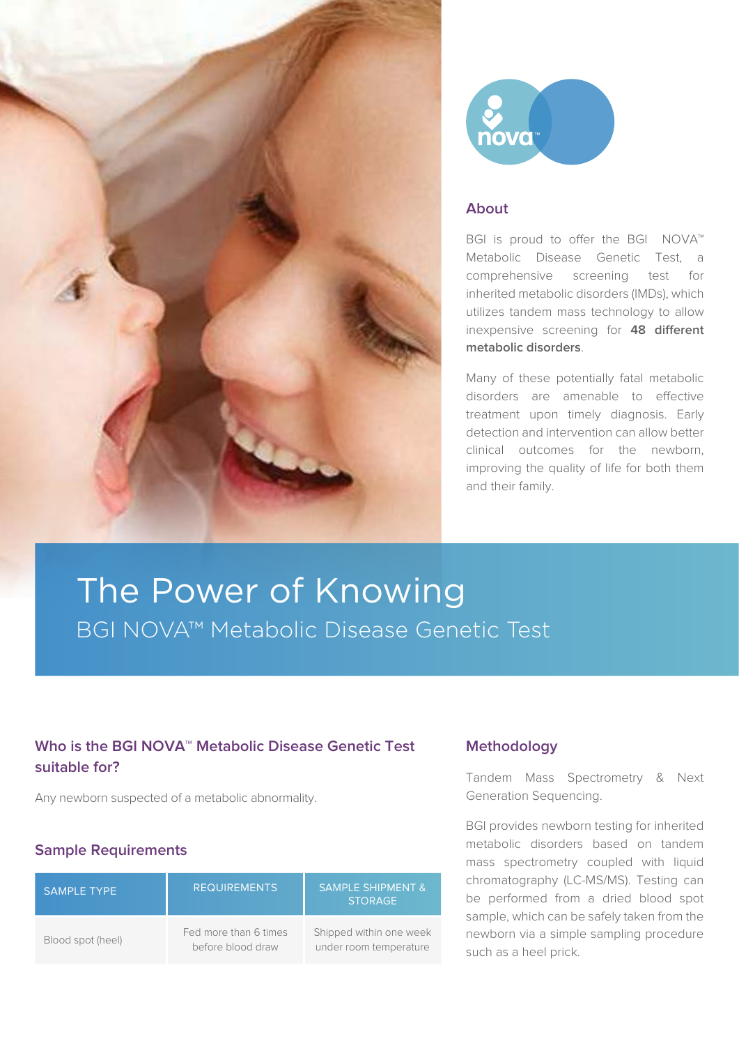# The Power of Knowing

## BGI NOVA™ Metabolic Disease Genetic Test

### About

BGI is proud to offer the BGI NOVA™ Metabolic Disease Genetic Test, a comprehensive screening test for inherited metabolic disorders (IMDs), which utilizes tandem mass technology to allow inexpensive screening for **48 different metabolic disorders**.

Many of these potentially fatal metabolic disorders are amenable to effective treatment upon timely diagnosis. Early detection and intervention can allow better clinical outcomes for the newborn, improving the quality of life for both them and their family.

### Who is the BGI NOVA™ Metabolic Disease Genetic Test suitable for?

Any newborn suspected of a metabolic abnormality.

### Sample Requirements

| SAMPLE TYPE | REQUIREMENTS | SAMPLE SHIPMENT & STORAGE |
|---|---|---|
| Blood spot (heel) | Fed more than 6 times before blood draw | Shipped within one week under room temperature |

### Methodology

Tandem Mass Spectrometry & Next Generation Sequencing.

BGI provides newborn testing for inherited metabolic disorders based on tandem mass spectrometry coupled with liquid chromatography (LC-MS/MS). Testing can be performed from a dried blood spot sample, which can be safely taken from the newborn via a simple sampling procedure such as a heel prick.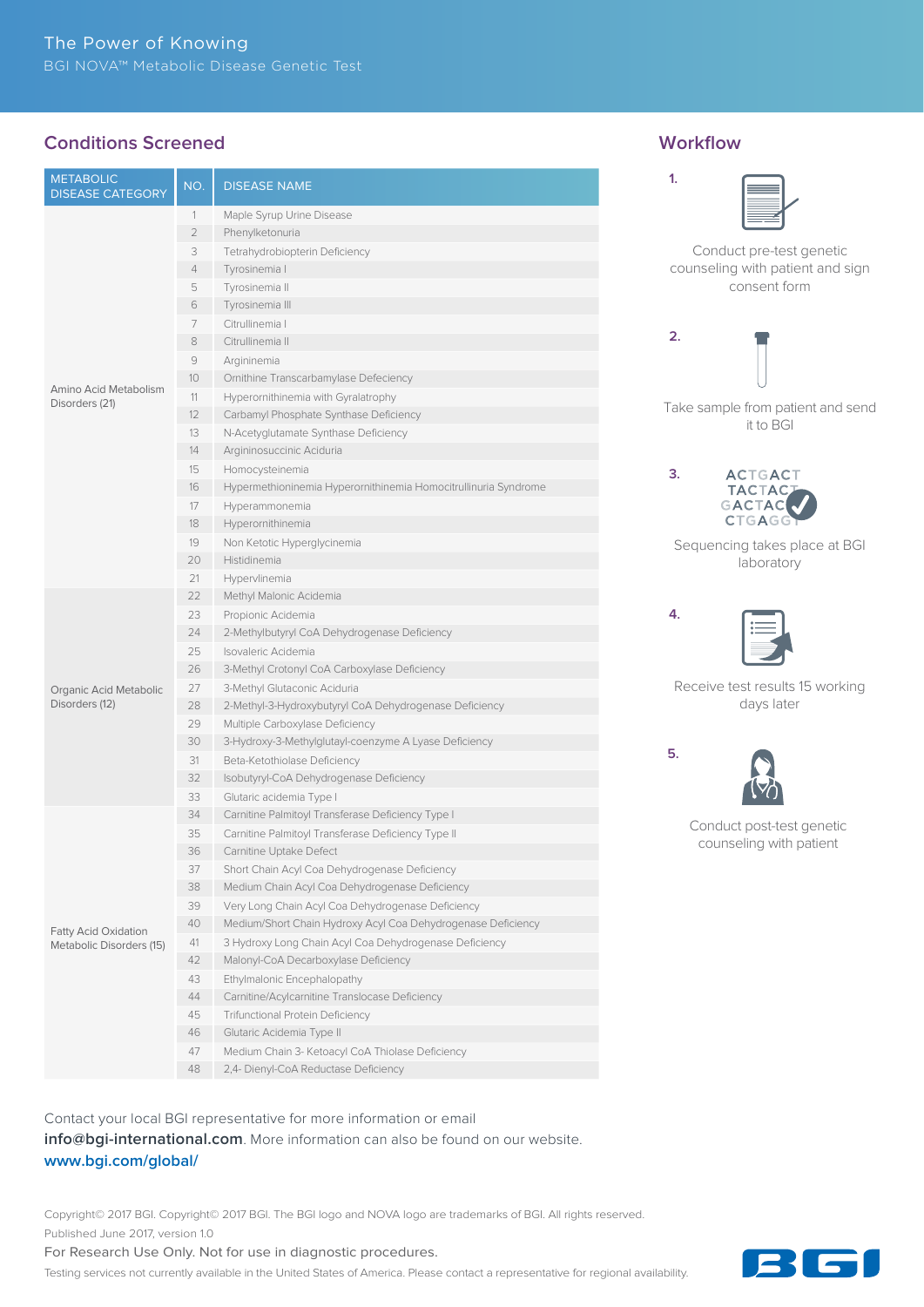# The Power of Knowing

BGI NOVA™ Metabolic Disease Genetic Test

## Conditions Screened

| METABOLIC DISEASE CATEGORY | NO. | DISEASE NAME |
|---|---|---|
| Amino Acid Metabolism Disorders (21) | 1 | Maple Syrup Urine Disease |
| | 2 | Phenylketonuria |
| | 3 | Tetrahydrobiopterin Deficiency |
| | 4 | Tyrosinemia I |
| | 5 | Tyrosinemia II |
| | 6 | Tyrosinemia III |
| | 7 | Citrullinemia I |
| | 8 | Citrullinemia II |
| | 9 | Argininemia |
| | 10 | Ornithine Transcarbamylase Defeciency |
| | 11 | Hyperornithinemia with Gyralatrophy |
| | 12 | Carbamyl Phosphate Synthase Deficiency |
| | 13 | N-Acetyglutamate Synthase Deficiency |
| | 14 | Argininosuccinic Aciduria |
| | 15 | Homocysteinemia |
| | 16 | Hypermethioninemia Hyperornithinemia Homocitrullinuria Syndrome |
| | 17 | Hyperammonemia |
| | 18 | Hyperornithinemia |
| | 19 | Non Ketotic Hyperglycinemia |
| | 20 | Histidinemia |
| | 21 | Hypervlinemia |
| Organic Acid Metabolic Disorders (12) | 22 | Methyl Malonic Acidemia |
| | 23 | Propionic Acidemia |
| | 24 | 2-Methylbutyryl CoA Dehydrogenase Deficiency |
| | 25 | Isovaleric Acidemia |
| | 26 | 3-Methyl Crotonyl CoA Carboxylase Deficiency |
| | 27 | 3-Methyl Glutaconic Aciduria |
| | 28 | 2-Methyl-3-Hydroxybutyryl CoA Dehydrogenase Deficiency |
| | 29 | Multiple Carboxylase Deficiency |
| | 30 | 3-Hydroxy-3-Methylglutayl-coenzyme A Lyase Deficiency |
| | 31 | Beta-Ketothiolase Deficiency |
| | 32 | Isobutyryl-CoA Dehydrogenase Deficiency |
| | 33 | Glutaric acidemia Type I |
| Fatty Acid Oxidation Metabolic Disorders (15) | 34 | Carnitine Palmitoyl Transferase Deficiency Type I |
| | 35 | Carnitine Palmitoyl Transferase Deficiency Type II |
| | 36 | Carnitine Uptake Defect |
| | 37 | Short Chain Acyl Coa Dehydrogenase Deficiency |
| | 38 | Medium Chain Acyl Coa Dehydrogenase Deficiency |
| | 39 | Very Long Chain Acyl Coa Dehydrogenase Deficiency |
| | 40 | Medium/Short Chain Hydroxy Acyl Coa Dehydrogenase Deficiency |
| | 41 | 3 Hydroxy Long Chain Acyl Coa Dehydrogenase Deficiency |
| | 42 | Malonyl-CoA Decarboxylase Deficiency |
| | 43 | Ethylmalonic Encephalopathy |
| | 44 | Carnitine/Acylcarnitine Translocase Deficiency |
| | 45 | Trifunctional Protein Deficiency |
| | 46 | Glutaric Acidemia Type II |
| | 47 | Medium Chain 3- Ketoacyl CoA Thiolase Deficiency |
| | 48 | 2,4- Dienyl-CoA Reductase Deficiency |

## Workflow

1. Conduct pre-test genetic counseling with patient and sign consent form
2. Take sample from patient and send it to BGI
3. Sequencing takes place at BGI laboratory
4. Receive test results 15 working days later
5. Conduct post-test genetic counseling with patient

Contact your local BGI representative for more information or email **info@bgi-international.com**. More information can also be found on our website. **www.bgi.com/global/**

Copyright© 2017 BGI. Copyright© 2017 BGI. The BGI logo and NOVA logo are trademarks of BGI. All rights reserved.
Published June 2017, version 1.0

For Research Use Only. Not for use in diagnostic procedures.

Testing services not currently available in the United States of America. Please contact a representative for regional availability.